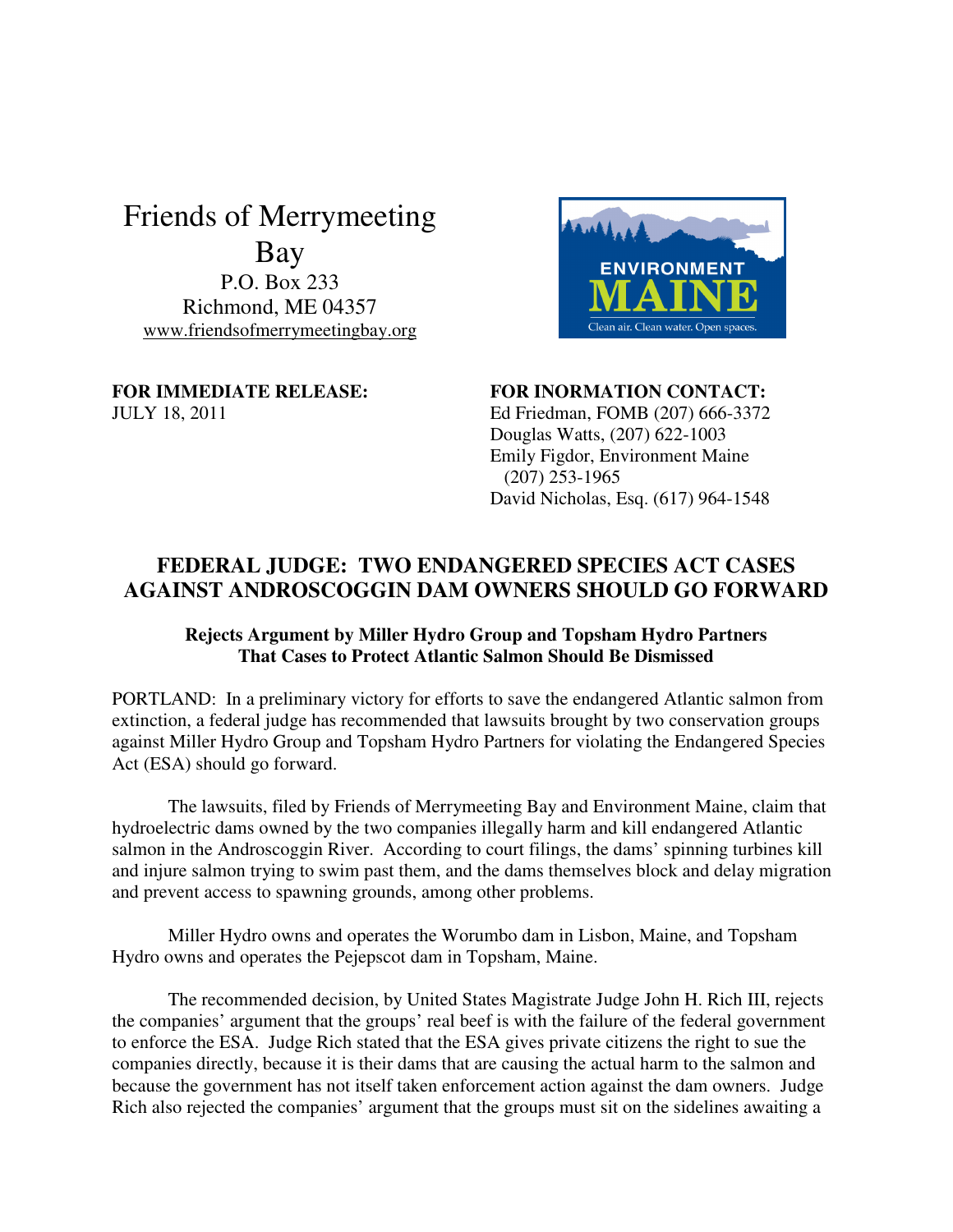Friends of Merrymeeting Bay
P.O. Box 233
Richmond, ME 04357
www.friendsofmerrymeetingbay.org

ENVIRONMENT MAINE
Clean air. Clean water. Open spaces.

**FOR IMMEDIATE RELEASE:**
JULY 18, 2011

**FOR INORMATION CONTACT:**
Ed Friedman, FOMB (207) 666-3372
Douglas Watts, (207) 622-1003
Emily Figdor, Environment Maine (207) 253-1965
David Nicholas, Esq. (617) 964-1548

## FEDERAL JUDGE: TWO ENDANGERED SPECIES ACT CASES AGAINST ANDROSCOGGIN DAM OWNERS SHOULD GO FORWARD

### Rejects Argument by Miller Hydro Group and Topsham Hydro Partners That Cases to Protect Atlantic Salmon Should Be Dismissed

PORTLAND: In a preliminary victory for efforts to save the endangered Atlantic salmon from extinction, a federal judge has recommended that lawsuits brought by two conservation groups against Miller Hydro Group and Topsham Hydro Partners for violating the Endangered Species Act (ESA) should go forward.

The lawsuits, filed by Friends of Merrymeeting Bay and Environment Maine, claim that hydroelectric dams owned by the two companies illegally harm and kill endangered Atlantic salmon in the Androscoggin River. According to court filings, the dams' spinning turbines kill and injure salmon trying to swim past them, and the dams themselves block and delay migration and prevent access to spawning grounds, among other problems.

Miller Hydro owns and operates the Worumbo dam in Lisbon, Maine, and Topsham Hydro owns and operates the Pejepscot dam in Topsham, Maine.

The recommended decision, by United States Magistrate Judge John H. Rich III, rejects the companies' argument that the groups' real beef is with the failure of the federal government to enforce the ESA. Judge Rich stated that the ESA gives private citizens the right to sue the companies directly, because it is their dams that are causing the actual harm to the salmon and because the government has not itself taken enforcement action against the dam owners. Judge Rich also rejected the companies' argument that the groups must sit on the sidelines awaiting a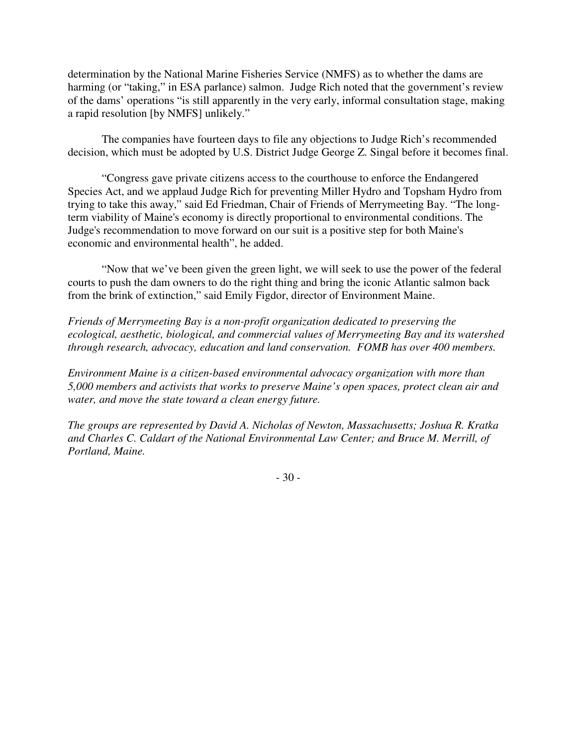determination by the National Marine Fisheries Service (NMFS) as to whether the dams are harming (or "taking," in ESA parlance) salmon. Judge Rich noted that the government's review of the dams' operations "is still apparently in the very early, informal consultation stage, making a rapid resolution [by NMFS] unlikely."

The companies have fourteen days to file any objections to Judge Rich's recommended decision, which must be adopted by U.S. District Judge George Z. Singal before it becomes final.

"Congress gave private citizens access to the courthouse to enforce the Endangered Species Act, and we applaud Judge Rich for preventing Miller Hydro and Topsham Hydro from trying to take this away," said Ed Friedman, Chair of Friends of Merrymeeting Bay. "The long-term viability of Maine's economy is directly proportional to environmental conditions. The Judge's recommendation to move forward on our suit is a positive step for both Maine's economic and environmental health", he added.

"Now that we've been given the green light, we will seek to use the power of the federal courts to push the dam owners to do the right thing and bring the iconic Atlantic salmon back from the brink of extinction," said Emily Figdor, director of Environment Maine.

*Friends of Merrymeeting Bay is a non-profit organization dedicated to preserving the ecological, aesthetic, biological, and commercial values of Merrymeeting Bay and its watershed through research, advocacy, education and land conservation. FOMB has over 400 members.*

*Environment Maine is a citizen-based environmental advocacy organization with more than 5,000 members and activists that works to preserve Maine's open spaces, protect clean air and water, and move the state toward a clean energy future.*

*The groups are represented by David A. Nicholas of Newton, Massachusetts; Joshua R. Kratka and Charles C. Caldart of the National Environmental Law Center; and Bruce M. Merrill, of Portland, Maine.*

- 30 -